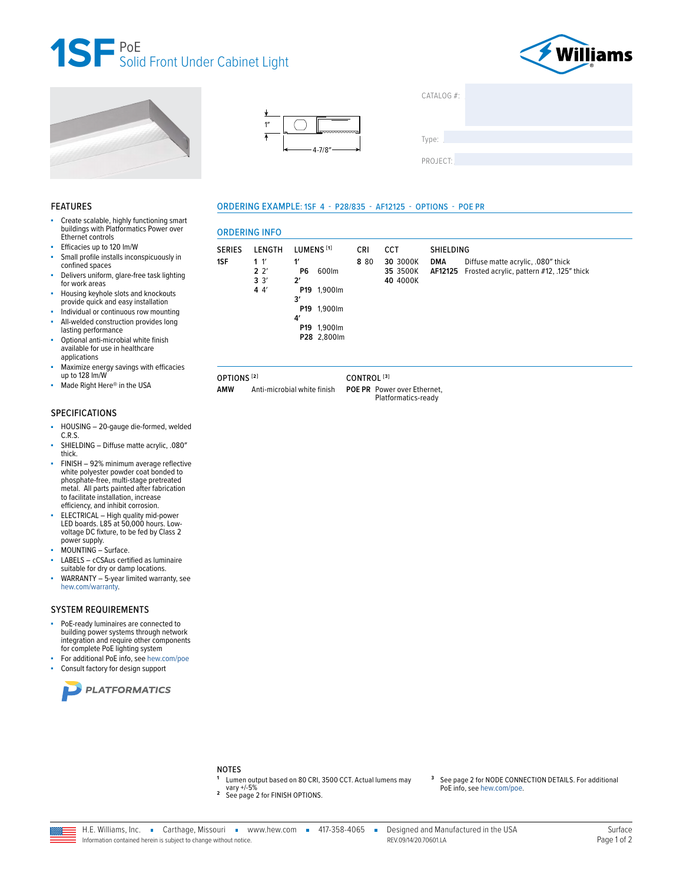# 1SF PoE
## Solid Front Under Cabinet Light

1"

4-7/8"

CATALOG #:

Type:

PROJECT:

## FEATURES

- Create scalable, highly functioning smart buildings with Platformatics Power over Ethernet controls
- Efficacies up to 120 lm/W
- Small profile installs inconspicuously in confined spaces
- Delivers uniform, glare-free task lighting for work areas
- Housing keyhole slots and knockouts provide quick and easy installation
- Individual or continuous row mounting
- All-welded construction provides long lasting performance
- Optional anti-microbial white finish available for use in healthcare applications
- Maximize energy savings with efficacies up to 128 lm/W
- Made Right Here® in the USA

## SPECIFICATIONS

- HOUSING – 20-gauge die-formed, welded C.R.S.
- SHIELDING – Diffuse matte acrylic, .080" thick.
- FINISH – 92% minimum average reflective white polyester powder coat bonded to phosphate-free, multi-stage pretreated metal. All parts painted after fabrication to facilitate installation, increase efficiency, and inhibit corrosion.
- ELECTRICAL – High quality mid-power LED boards. L85 at 50,000 hours. Low-voltage DC fixture, to be fed by Class 2 power supply.
- MOUNTING – Surface.
- LABELS – cCSAus certified as luminaire suitable for dry or damp locations.
- WARRANTY – 5-year limited warranty, see hew.com/warranty.

## SYSTEM REQUIREMENTS

- PoE-ready luminaires are connected to building power systems through network integration and require other components for complete PoE lighting system
- For additional PoE info, see hew.com/poe
- Consult factory for design support

PLATFORMATICS

## ORDERING EXAMPLE: 1SF 4 - P28/835 - AF12125 - OPTIONS - POE PR

## ORDERING INFO

| SERIES | LENGTH | LUMENS [1] | CRI | CCT | SHIELDING |
|---|---|---|---|---|---|
| **1SF** | **1** 1' | **1'** | **8** 80 | **30** 3000K | **DMA** Diffuse matte acrylic, .080" thick |
| | **2** 2' | **P6** 600lm | | **35** 3500K | **AF12125** Frosted acrylic, pattern #12, .125" thick |
| | **3** 3' | **2'** | | **40** 4000K | |
| | **4** 4' | **P19** 1,900lm | | | |
| | | **3'** | | | |
| | | **P19** 1,900lm | | | |
| | | **4'** | | | |
| | | **P19** 1,900lm | | | |
| | | **P28** 2,800lm | | | |

| OPTIONS [2] | | CONTROL [3] | |
|---|---|---|---|
| **AMW** | Anti-microbial white finish | **POE PR** | Power over Ethernet, Platformatics-ready |

### NOTES

1. Lumen output based on 80 CRI, 3500 CCT. Actual lumens may vary +/-5%
2. See page 2 for FINISH OPTIONS.
3. See page 2 for NODE CONNECTION DETAILS. For additional PoE info, see hew.com/poe.

H.E. Williams, Inc. ▪ Carthage, Missouri ▪ www.hew.com ▪ 417-358-4065 ▪ Designed and Manufactured in the USA

Information contained herein is subject to change without notice. REV.09/14/20.70601.LA

Surface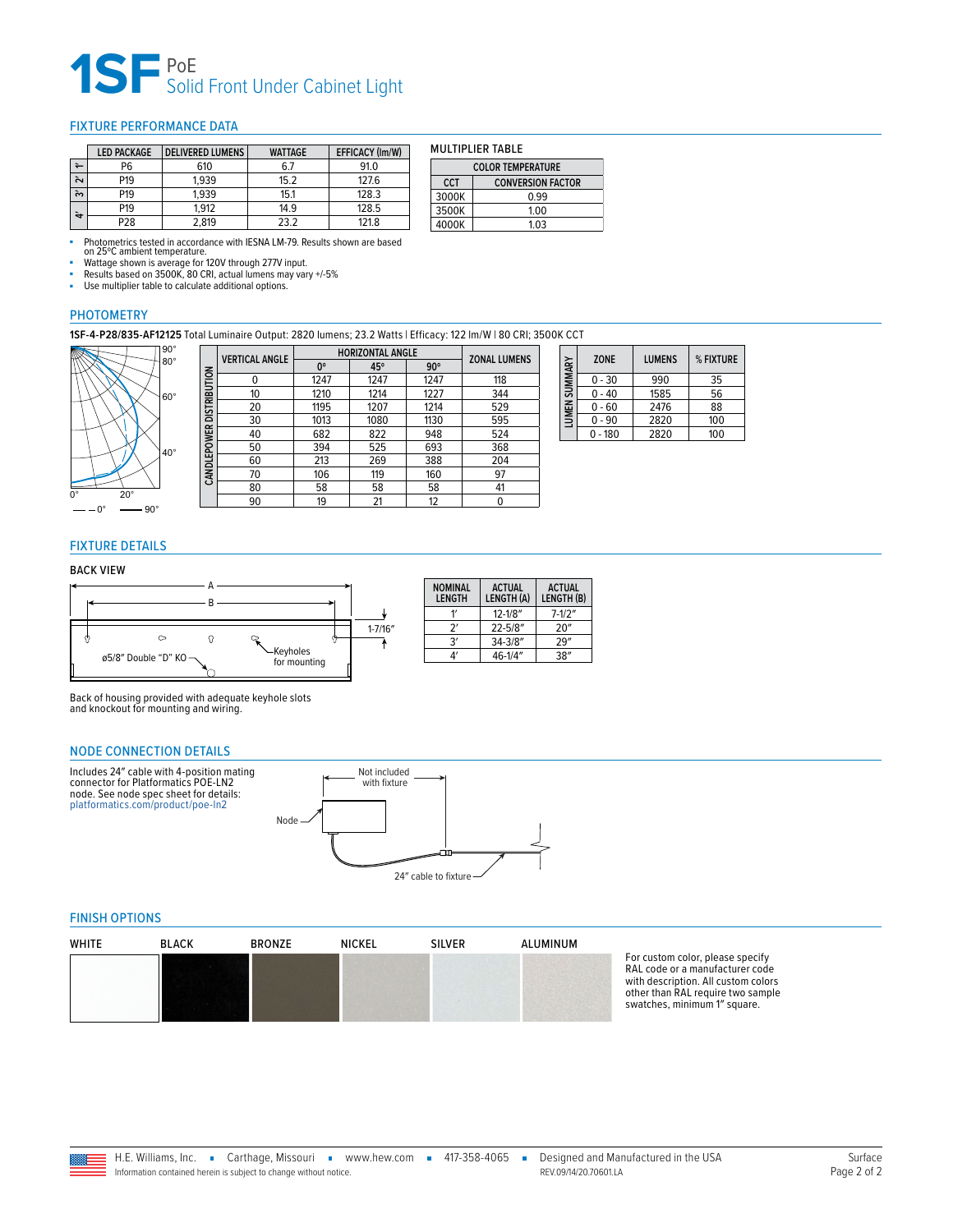# 1SF PoE Solid Front Under Cabinet Light

## FIXTURE PERFORMANCE DATA

| | LED PACKAGE | DELIVERED LUMENS | WATTAGE | EFFICACY (lm/W) |
|---|---|---|---|---|
| 1' | P6 | 610 | 6.7 | 91.0 |
| 2' | P19 | 1,939 | 15.2 | 127.6 |
| 3' | P19 | 1,939 | 15.1 | 128.3 |
| 4' | P19 | 1,912 | 14.9 | 128.5 |
| | P28 | 2,819 | 23.2 | 121.8 |

- Photometrics tested in accordance with IESNA LM-79. Results shown are based on 25°C ambient temperature.
- Wattage shown is average for 120V through 277V input.
- Results based on 3500K, 80 CRI, actual lumens may vary +/-5%
- Use multiplier table to calculate additional options.

MULTIPLIER TABLE

| COLOR TEMPERATURE | |
|---|---|
| CCT | CONVERSION FACTOR |
| 3000K | 0.99 |
| 3500K | 1.00 |
| 4000K | 1.03 |

## PHOTOMETRY

**1SF-4-P28/835-AF12125** Total Luminaire Output: 2820 lumens; 23.2 Watts | Efficacy: 122 lm/W | 80 CRI; 3500K CCT

90°
80°
60°
40°
0°
20°
0°
90°

CANDLEPOWER DISTRIBUTION

| VERTICAL ANGLE | HORIZONTAL ANGLE | | | ZONAL LUMENS |
|---|---|---|---|---|
| | 0° | 45° | 90° | |
| 0 | 1247 | 1247 | 1247 | 118 |
| 10 | 1210 | 1214 | 1227 | 344 |
| 20 | 1195 | 1207 | 1214 | 529 |
| 30 | 1013 | 1080 | 1130 | 595 |
| 40 | 682 | 822 | 948 | 524 |
| 50 | 394 | 525 | 693 | 368 |
| 60 | 213 | 269 | 388 | 204 |
| 70 | 106 | 119 | 160 | 97 |
| 80 | 58 | 58 | 58 | 41 |
| 90 | 19 | 21 | 12 | 0 |

LUMEN SUMMARY

| ZONE | LUMENS | % FIXTURE |
|---|---|---|
| 0 - 30 | 990 | 35 |
| 0 - 40 | 1585 | 56 |
| 0 - 60 | 2476 | 88 |
| 0 - 90 | 2820 | 100 |
| 0 - 180 | 2820 | 100 |

## FIXTURE DETAILS

BACK VIEW

A
B
1-7/16"
ø5/8" Double "D" KO
Keyholes for mounting

| NOMINAL LENGTH | ACTUAL LENGTH (A) | ACTUAL LENGTH (B) |
|---|---|---|
| 1' | 12-1/8" | 7-1/2" |
| 2' | 22-5/8" | 20" |
| 3' | 34-3/8" | 29" |
| 4' | 46-1/4" | 38" |

Back of housing provided with adequate keyhole slots and knockout for mounting and wiring.

## NODE CONNECTION DETAILS

Includes 24" cable with 4-position mating connector for Platformatics POE-LN2 node. See node spec sheet for details: platformatics.com/product/poe-ln2

Not included with fixture
Node
24" cable to fixture

## FINISH OPTIONS

WHITE | BLACK | BRONZE | NICKEL | SILVER | ALUMINUM

For custom color, please specify RAL code or a manufacturer code with description. All custom colors other than RAL require two sample swatches, minimum 1" square.

H.E. Williams, Inc. ▪ Carthage, Missouri ▪ www.hew.com ▪ 417-358-4065 ▪ Designed and Manufactured in the USA
Information contained herein is subject to change without notice. REV.09/14/20.70601.LA
Surface